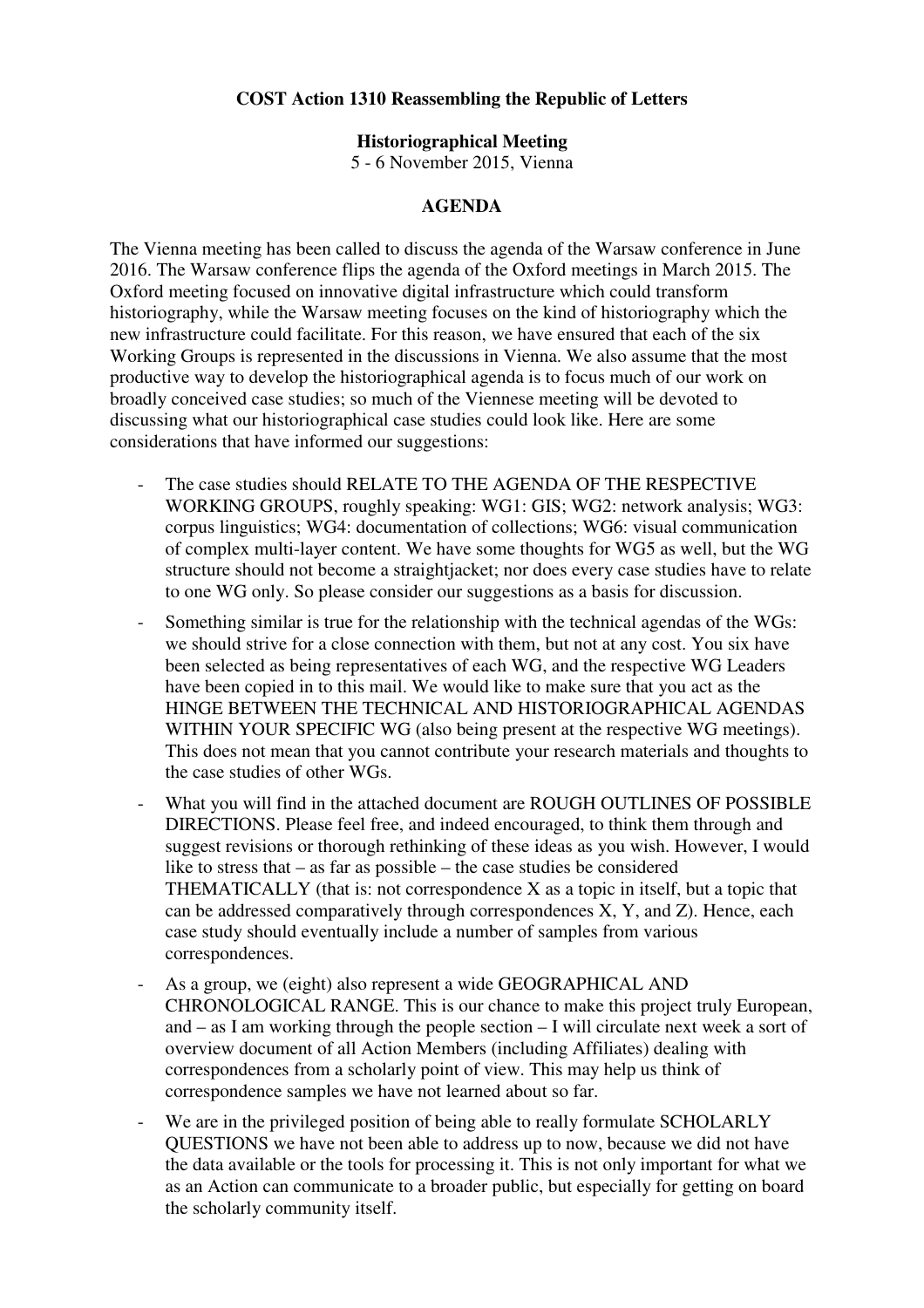**COST Action 1310 Reassembling the Republic of Letters**

**Historiographical Meeting**

5 - 6 November 2015, Vienna

**AGENDA**

The Vienna meeting has been called to discuss the agenda of the Warsaw conference in June 2016. The Warsaw conference flips the agenda of the Oxford meetings in March 2015. The Oxford meeting focused on innovative digital infrastructure which could transform historiography, while the Warsaw meeting focuses on the kind of historiography which the new infrastructure could facilitate. For this reason, we have ensured that each of the six Working Groups is represented in the discussions in Vienna. We also assume that the most productive way to develop the historiographical agenda is to focus much of our work on broadly conceived case studies; so much of the Viennese meeting will be devoted to discussing what our historiographical case studies could look like. Here are some considerations that have informed our suggestions:

- The case studies should RELATE TO THE AGENDA OF THE RESPECTIVE WORKING GROUPS, roughly speaking: WG1: GIS; WG2: network analysis; WG3: corpus linguistics; WG4: documentation of collections; WG6: visual communication of complex multi-layer content. We have some thoughts for WG5 as well, but the WG structure should not become a straightjacket; nor does every case studies have to relate to one WG only. So please consider our suggestions as a basis for discussion.
- Something similar is true for the relationship with the technical agendas of the WGs: we should strive for a close connection with them, but not at any cost. You six have been selected as being representatives of each WG, and the respective WG Leaders have been copied in to this mail. We would like to make sure that you act as the HINGE BETWEEN THE TECHNICAL AND HISTORIOGRAPHICAL AGENDAS WITHIN YOUR SPECIFIC WG (also being present at the respective WG meetings). This does not mean that you cannot contribute your research materials and thoughts to the case studies of other WGs.
- What you will find in the attached document are ROUGH OUTLINES OF POSSIBLE DIRECTIONS. Please feel free, and indeed encouraged, to think them through and suggest revisions or thorough rethinking of these ideas as you wish. However, I would like to stress that – as far as possible – the case studies be considered THEMATICALLY (that is: not correspondence X as a topic in itself, but a topic that can be addressed comparatively through correspondences X, Y, and Z). Hence, each case study should eventually include a number of samples from various correspondences.
- As a group, we (eight) also represent a wide GEOGRAPHICAL AND CHRONOLOGICAL RANGE. This is our chance to make this project truly European, and – as I am working through the people section – I will circulate next week a sort of overview document of all Action Members (including Affiliates) dealing with correspondences from a scholarly point of view. This may help us think of correspondence samples we have not learned about so far.
- We are in the privileged position of being able to really formulate SCHOLARLY QUESTIONS we have not been able to address up to now, because we did not have the data available or the tools for processing it. This is not only important for what we as an Action can communicate to a broader public, but especially for getting on board the scholarly community itself.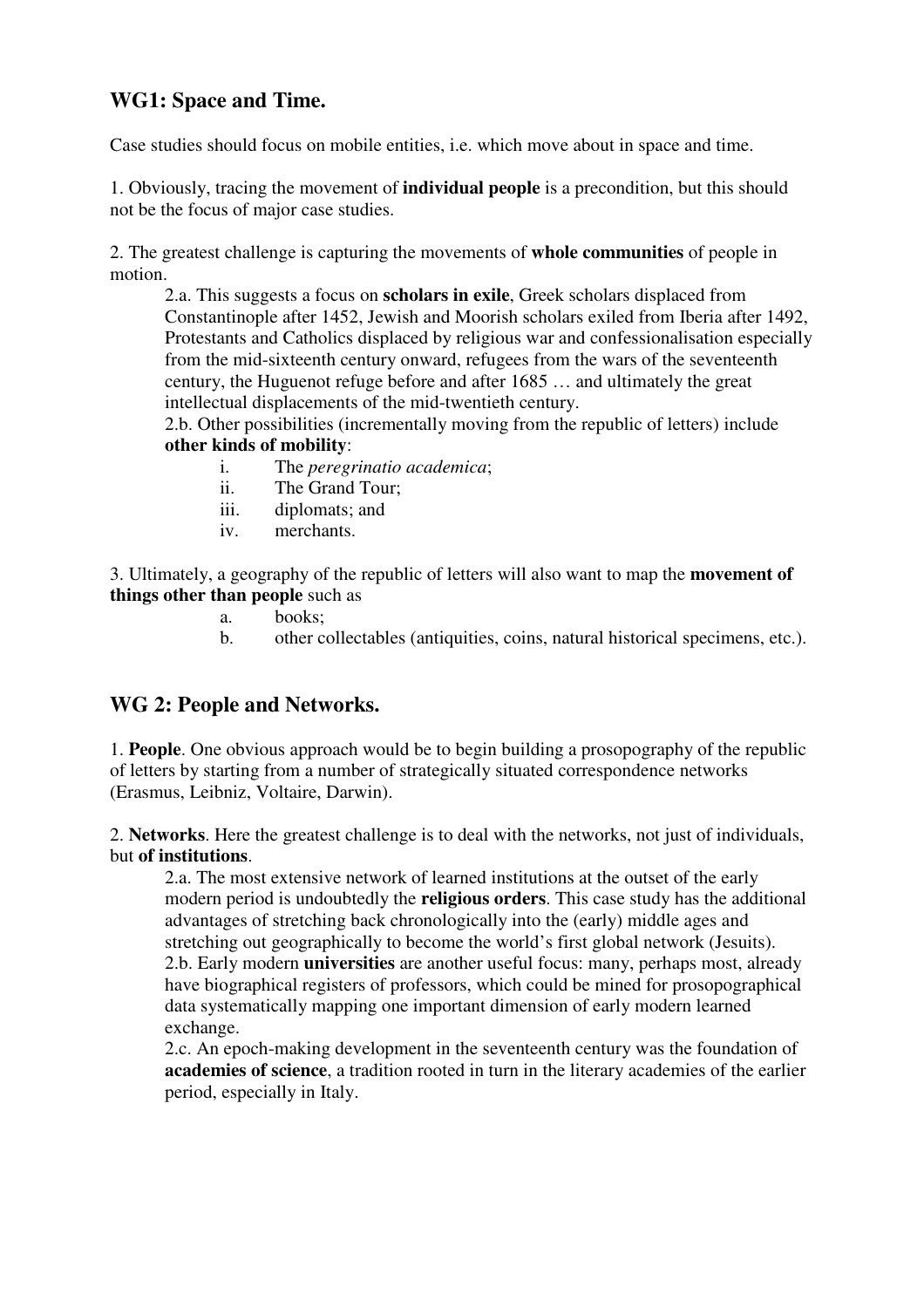## WG1: Space and Time.

Case studies should focus on mobile entities, i.e. which move about in space and time.

1. Obviously, tracing the movement of **individual people** is a precondition, but this should not be the focus of major case studies.

2. The greatest challenge is capturing the movements of **whole communities** of people in motion.

   2.a. This suggests a focus on **scholars in exile**, Greek scholars displaced from Constantinople after 1452, Jewish and Moorish scholars exiled from Iberia after 1492, Protestants and Catholics displaced by religious war and confessionalisation especially from the mid-sixteenth century onward, refugees from the wars of the seventeenth century, the Huguenot refuge before and after 1685 … and ultimately the great intellectual displacements of the mid-twentieth century.

   2.b. Other possibilities (incrementally moving from the republic of letters) include **other kinds of mobility**:

   i. The *peregrinatio academica*;
   ii. The Grand Tour;
   iii. diplomats; and
   iv. merchants.

3. Ultimately, a geography of the republic of letters will also want to map the **movement of things other than people** such as

   a. books;
   b. other collectables (antiquities, coins, natural historical specimens, etc.).

## WG 2: People and Networks.

1. **People**. One obvious approach would be to begin building a prosopography of the republic of letters by starting from a number of strategically situated correspondence networks (Erasmus, Leibniz, Voltaire, Darwin).

2. **Networks**. Here the greatest challenge is to deal with the networks, not just of individuals, but **of institutions**.

   2.a. The most extensive network of learned institutions at the outset of the early modern period is undoubtedly the **religious orders**. This case study has the additional advantages of stretching back chronologically into the (early) middle ages and stretching out geographically to become the world's first global network (Jesuits).

   2.b. Early modern **universities** are another useful focus: many, perhaps most, already have biographical registers of professors, which could be mined for prosopographical data systematically mapping one important dimension of early modern learned exchange.

   2.c. An epoch-making development in the seventeenth century was the foundation of **academies of science**, a tradition rooted in turn in the literary academies of the earlier period, especially in Italy.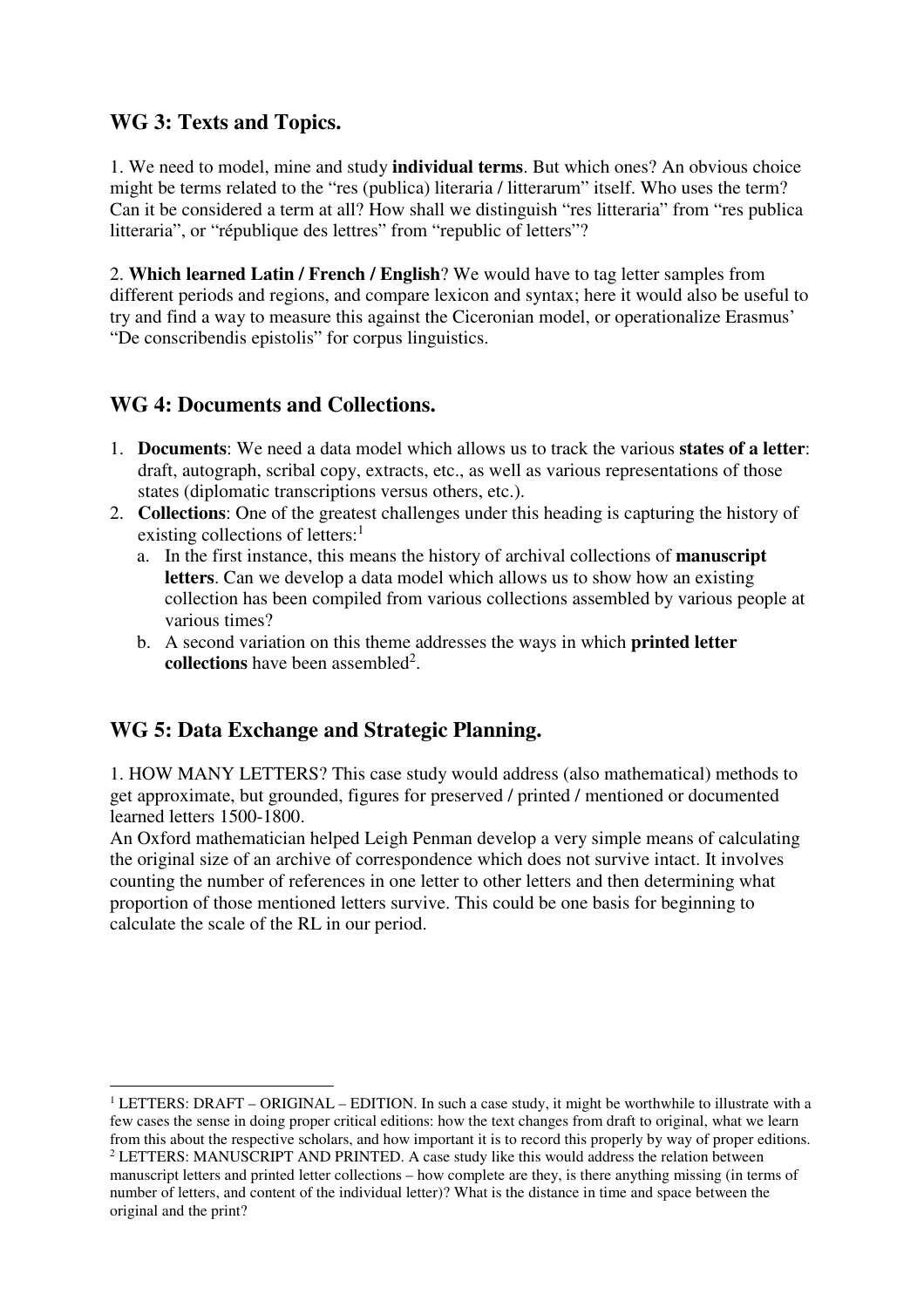## WG 3: Texts and Topics.

1. We need to model, mine and study **individual terms**. But which ones? An obvious choice might be terms related to the "res (publica) literaria / litterarum" itself. Who uses the term? Can it be considered a term at all? How shall we distinguish "res litteraria" from "res publica litteraria", or "république des lettres" from "republic of letters"?

2. **Which learned Latin / French / English**? We would have to tag letter samples from different periods and regions, and compare lexicon and syntax; here it would also be useful to try and find a way to measure this against the Ciceronian model, or operationalize Erasmus' "De conscribendis epistolis" for corpus linguistics.

## WG 4: Documents and Collections.

1. **Documents**: We need a data model which allows us to track the various **states of a letter**: draft, autograph, scribal copy, extracts, etc., as well as various representations of those states (diplomatic transcriptions versus others, etc.).
2. **Collections**: One of the greatest challenges under this heading is capturing the history of existing collections of letters:[1]
   a. In the first instance, this means the history of archival collections of **manuscript letters**. Can we develop a data model which allows us to show how an existing collection has been compiled from various collections assembled by various people at various times?
   b. A second variation on this theme addresses the ways in which **printed letter collections** have been assembled[2].

## WG 5: Data Exchange and Strategic Planning.

1. HOW MANY LETTERS? This case study would address (also mathematical) methods to get approximate, but grounded, figures for preserved / printed / mentioned or documented learned letters 1500-1800.
An Oxford mathematician helped Leigh Penman develop a very simple means of calculating the original size of an archive of correspondence which does not survive intact. It involves counting the number of references in one letter to other letters and then determining what proportion of those mentioned letters survive. This could be one basis for beginning to calculate the scale of the RL in our period.

---

[1] LETTERS: DRAFT – ORIGINAL – EDITION. In such a case study, it might be worthwhile to illustrate with a few cases the sense in doing proper critical editions: how the text changes from draft to original, what we learn from this about the respective scholars, and how important it is to record this properly by way of proper editions.

[2] LETTERS: MANUSCRIPT AND PRINTED. A case study like this would address the relation between manuscript letters and printed letter collections – how complete are they, is there anything missing (in terms of number of letters, and content of the individual letter)? What is the distance in time and space between the original and the print?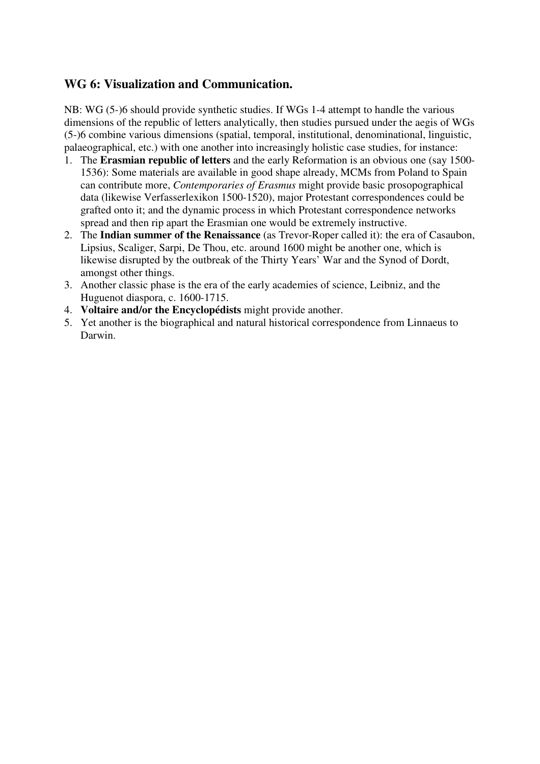## WG 6: Visualization and Communication.

NB: WG (5-)6 should provide synthetic studies. If WGs 1-4 attempt to handle the various dimensions of the republic of letters analytically, then studies pursued under the aegis of WGs (5-)6 combine various dimensions (spatial, temporal, institutional, denominational, linguistic, palaeographical, etc.) with one another into increasingly holistic case studies, for instance:

1. The **Erasmian republic of letters** and the early Reformation is an obvious one (say 1500-1536): Some materials are available in good shape already, MCMs from Poland to Spain can contribute more, *Contemporaries of Erasmus* might provide basic prosopographical data (likewise Verfasserlexikon 1500-1520), major Protestant correspondences could be grafted onto it; and the dynamic process in which Protestant correspondence networks spread and then rip apart the Erasmian one would be extremely instructive.
2. The **Indian summer of the Renaissance** (as Trevor-Roper called it): the era of Casaubon, Lipsius, Scaliger, Sarpi, De Thou, etc. around 1600 might be another one, which is likewise disrupted by the outbreak of the Thirty Years' War and the Synod of Dordt, amongst other things.
3. Another classic phase is the era of the early academies of science, Leibniz, and the Huguenot diaspora, c. 1600-1715.
4. **Voltaire and/or the Encyclopédists** might provide another.
5. Yet another is the biographical and natural historical correspondence from Linnaeus to Darwin.